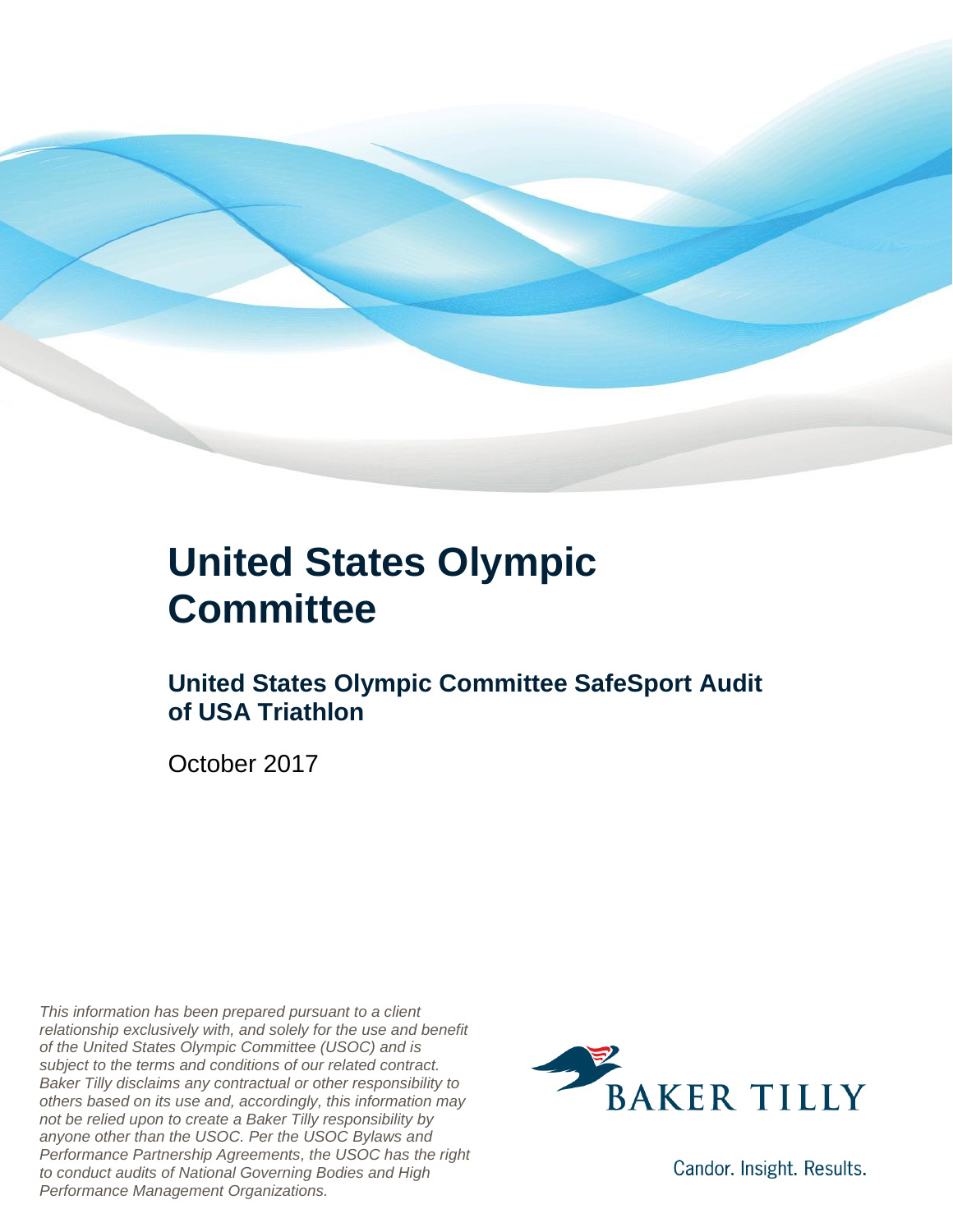# United States Olympic Committee

## United States Olympic Committee SafeSport Audit of USA Triathlon

October 2017

*This information has been prepared pursuant to a client relationship exclusively with, and solely for the use and benefit of the United States Olympic Committee (USOC) and is subject to the terms and conditions of our related contract. Baker Tilly disclaims any contractual or other responsibility to others based on its use and, accordingly, this information may not be relied upon to create a Baker Tilly responsibility by anyone other than the USOC. Per the USOC Bylaws and Performance Partnership Agreements, the USOC has the right to conduct audits of National Governing Bodies and High Performance Management Organizations.*

BAKER TILLY

Candor. Insight. Results.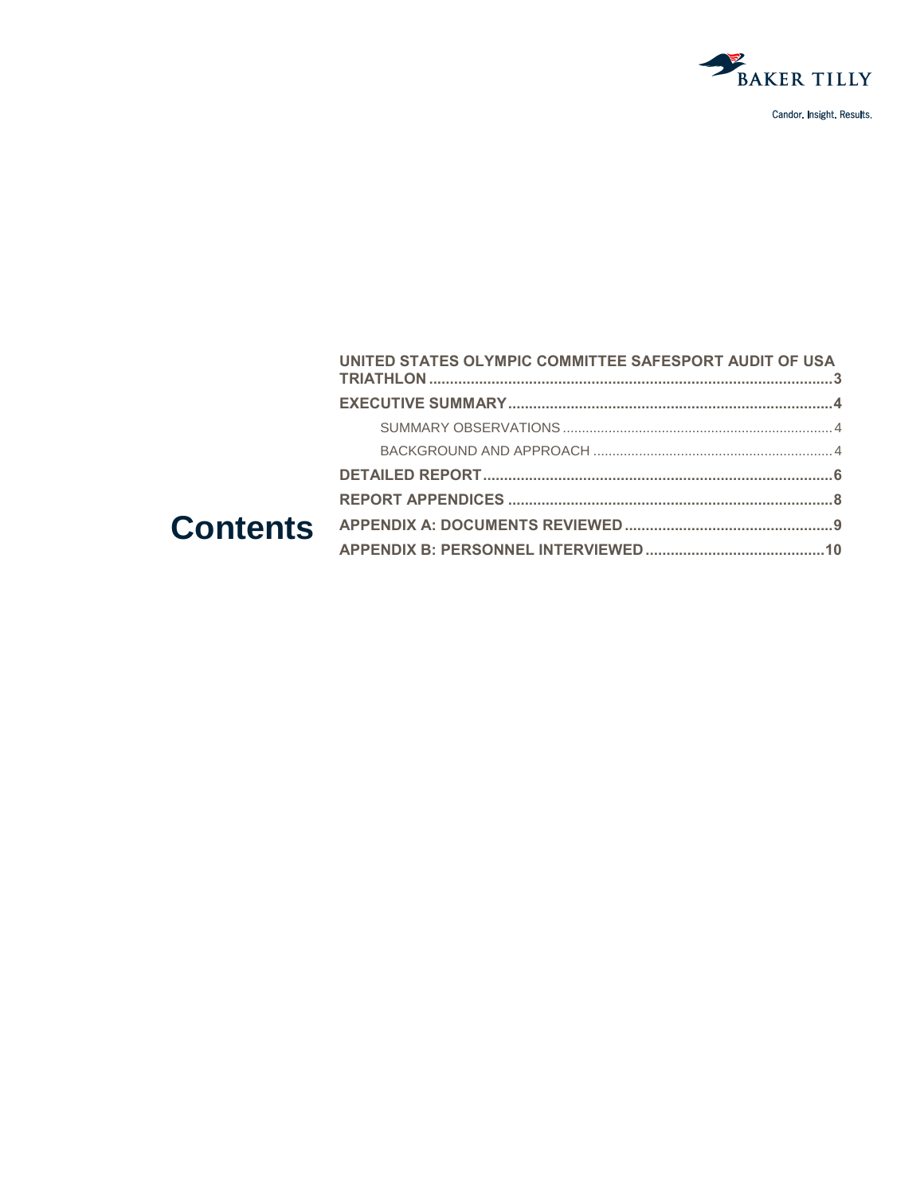BAKER TILLY

Candor. Insight. Results.

# Contents

UNITED STATES OLYMPIC COMMITTEE SAFESPORT AUDIT OF USA TRIATHLON ........ 3

EXECUTIVE SUMMARY ........ 4

- SUMMARY OBSERVATIONS ........ 4
- BACKGROUND AND APPROACH ........ 4

DETAILED REPORT ........ 6

REPORT APPENDICES ........ 8

APPENDIX A: DOCUMENTS REVIEWED ........ 9

APPENDIX B: PERSONNEL INTERVIEWED ........ 10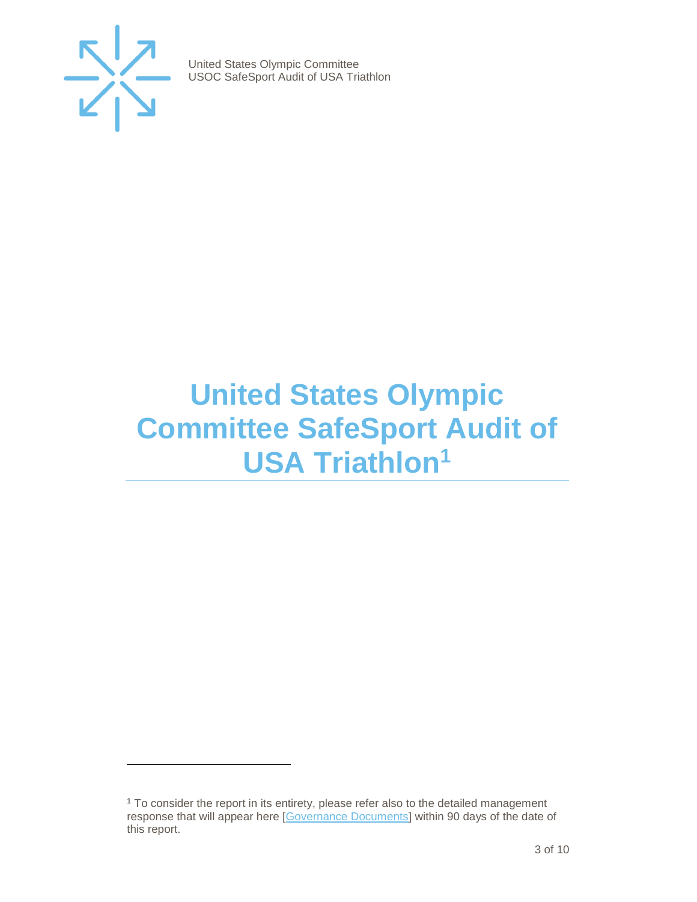# United States Olympic Committee SafeSport Audit of USA Triathlon[1]

[1] To consider the report in its entirety, please refer also to the detailed management response that will appear here [Governance Documents] within 90 days of the date of this report.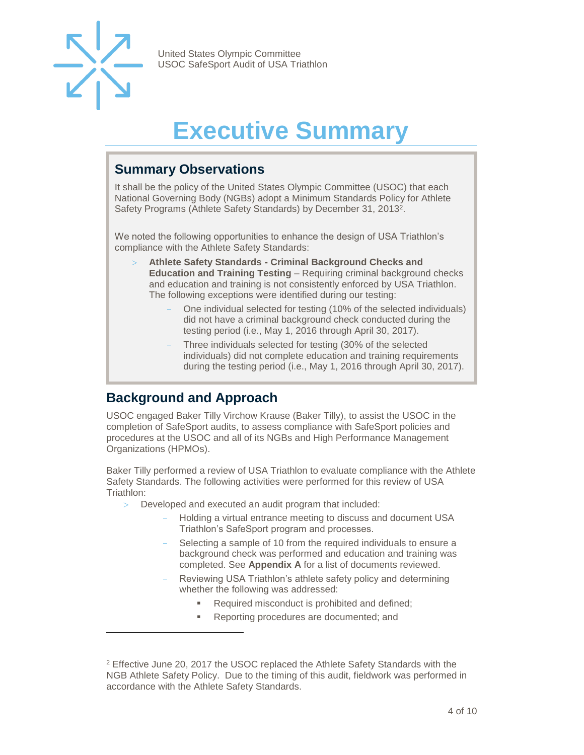# Executive Summary

## Summary Observations

It shall be the policy of the United States Olympic Committee (USOC) that each National Governing Body (NGBs) adopt a Minimum Standards Policy for Athlete Safety Programs (Athlete Safety Standards) by December 31, 2013[2].

We noted the following opportunities to enhance the design of USA Triathlon's compliance with the Athlete Safety Standards:

- **Athlete Safety Standards - Criminal Background Checks and Education and Training Testing** – Requiring criminal background checks and education and training is not consistently enforced by USA Triathlon. The following exceptions were identified during our testing:
  - One individual selected for testing (10% of the selected individuals) did not have a criminal background check conducted during the testing period (i.e., May 1, 2016 through April 30, 2017).
  - Three individuals selected for testing (30% of the selected individuals) did not complete education and training requirements during the testing period (i.e., May 1, 2016 through April 30, 2017).

## Background and Approach

USOC engaged Baker Tilly Virchow Krause (Baker Tilly), to assist the USOC in the completion of SafeSport audits, to assess compliance with SafeSport policies and procedures at the USOC and all of its NGBs and High Performance Management Organizations (HPMOs).

Baker Tilly performed a review of USA Triathlon to evaluate compliance with the Athlete Safety Standards. The following activities were performed for this review of USA Triathlon:

- Developed and executed an audit program that included:
  - Holding a virtual entrance meeting to discuss and document USA Triathlon's SafeSport program and processes.
  - Selecting a sample of 10 from the required individuals to ensure a background check was performed and education and training was completed. See **Appendix A** for a list of documents reviewed.
  - Reviewing USA Triathlon's athlete safety policy and determining whether the following was addressed:
    - Required misconduct is prohibited and defined;
    - Reporting procedures are documented; and

[2] Effective June 20, 2017 the USOC replaced the Athlete Safety Standards with the NGB Athlete Safety Policy. Due to the timing of this audit, fieldwork was performed in accordance with the Athlete Safety Standards.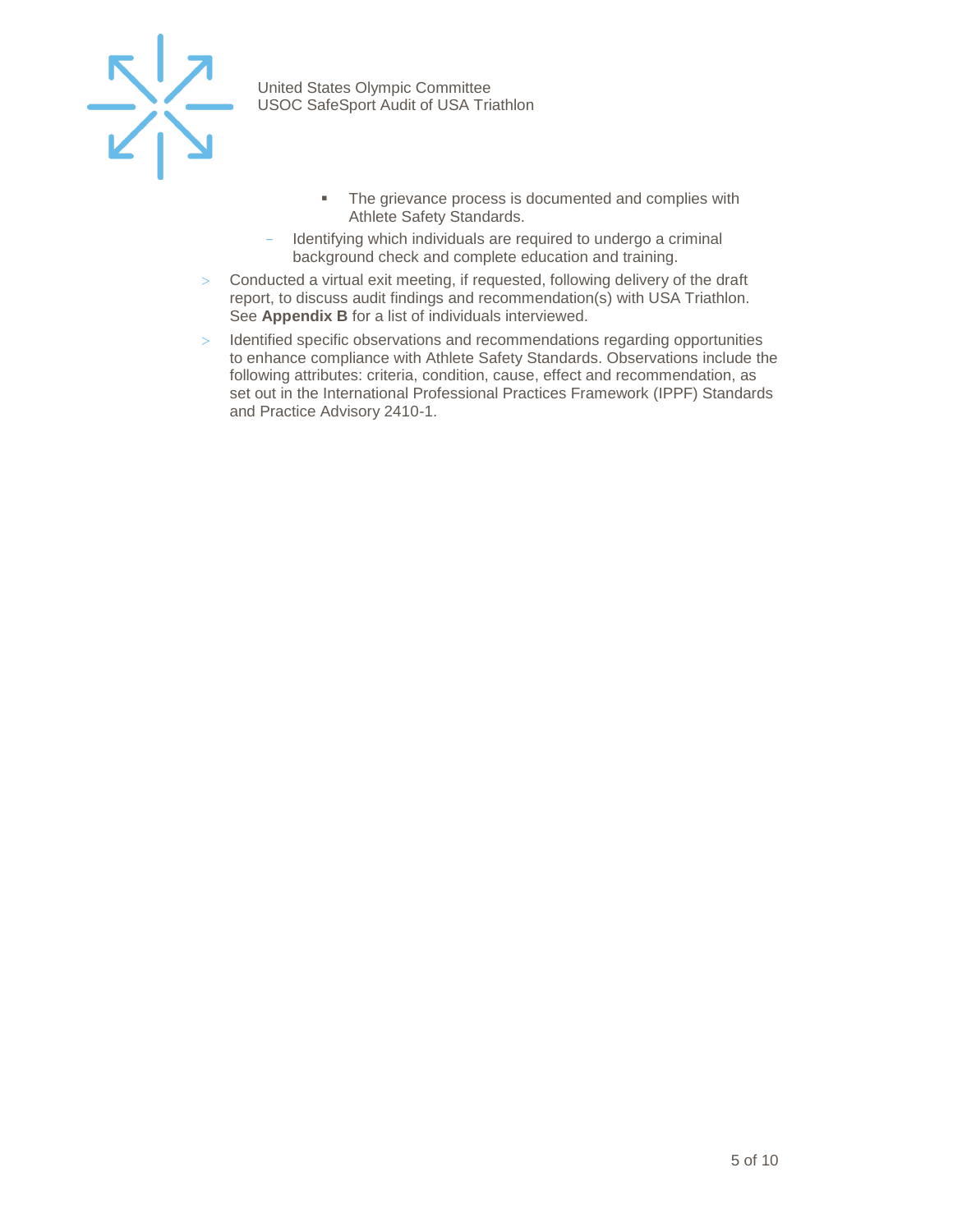- The grievance process is documented and complies with Athlete Safety Standards.
    - Identifying which individuals are required to undergo a criminal background check and complete education and training.
- Conducted a virtual exit meeting, if requested, following delivery of the draft report, to discuss audit findings and recommendation(s) with USA Triathlon. See **Appendix B** for a list of individuals interviewed.
- Identified specific observations and recommendations regarding opportunities to enhance compliance with Athlete Safety Standards. Observations include the following attributes: criteria, condition, cause, effect and recommendation, as set out in the International Professional Practices Framework (IPPF) Standards and Practice Advisory 2410-1.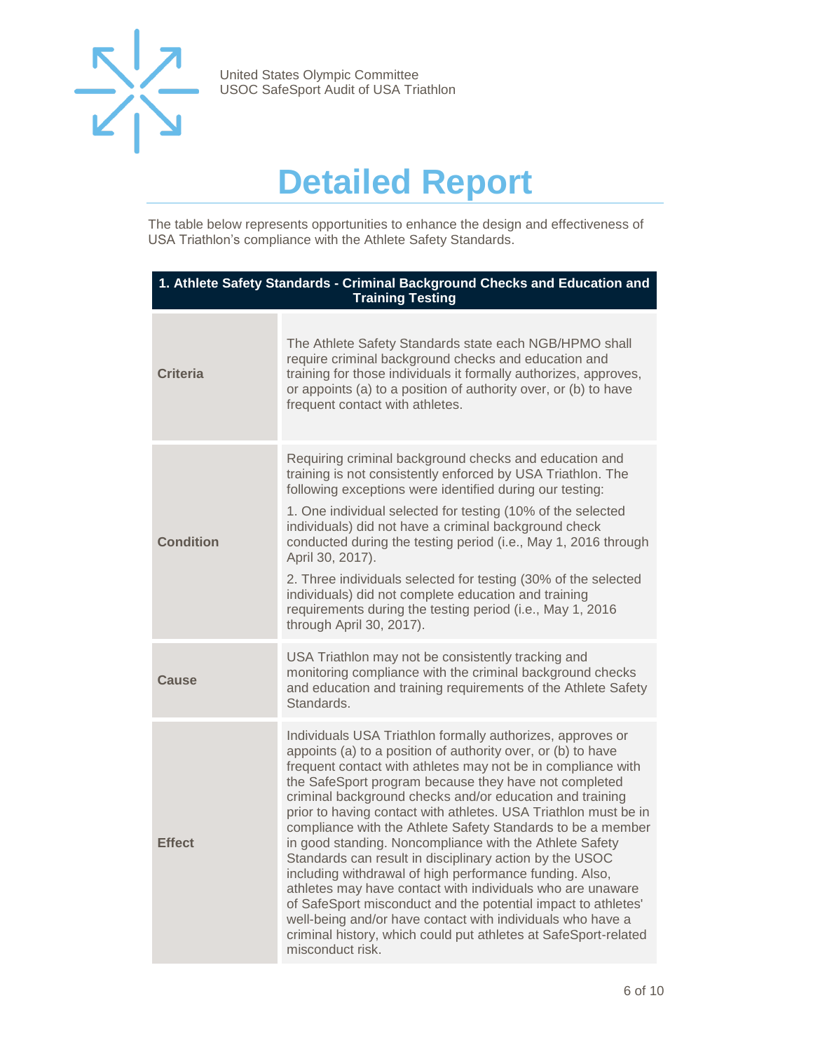# Detailed Report

The table below represents opportunities to enhance the design and effectiveness of USA Triathlon's compliance with the Athlete Safety Standards.

| 1. Athlete Safety Standards - Criminal Background Checks and Education and Training Testing | |
|---|---|
| **Criteria** | The Athlete Safety Standards state each NGB/HPMO shall require criminal background checks and education and training for those individuals it formally authorizes, approves, or appoints (a) to a position of authority over, or (b) to have frequent contact with athletes. |
| **Condition** | Requiring criminal background checks and education and training is not consistently enforced by USA Triathlon. The following exceptions were identified during our testing:<br><br>1. One individual selected for testing (10% of the selected individuals) did not have a criminal background check conducted during the testing period (i.e., May 1, 2016 through April 30, 2017).<br><br>2. Three individuals selected for testing (30% of the selected individuals) did not complete education and training requirements during the testing period (i.e., May 1, 2016 through April 30, 2017). |
| **Cause** | USA Triathlon may not be consistently tracking and monitoring compliance with the criminal background checks and education and training requirements of the Athlete Safety Standards. |
| **Effect** | Individuals USA Triathlon formally authorizes, approves or appoints (a) to a position of authority over, or (b) to have frequent contact with athletes may not be in compliance with the SafeSport program because they have not completed criminal background checks and/or education and training prior to having contact with athletes. USA Triathlon must be in compliance with the Athlete Safety Standards to be a member in good standing. Noncompliance with the Athlete Safety Standards can result in disciplinary action by the USOC including withdrawal of high performance funding. Also, athletes may have contact with individuals who are unaware of SafeSport misconduct and the potential impact to athletes' well-being and/or have contact with individuals who have a criminal history, which could put athletes at SafeSport-related misconduct risk. |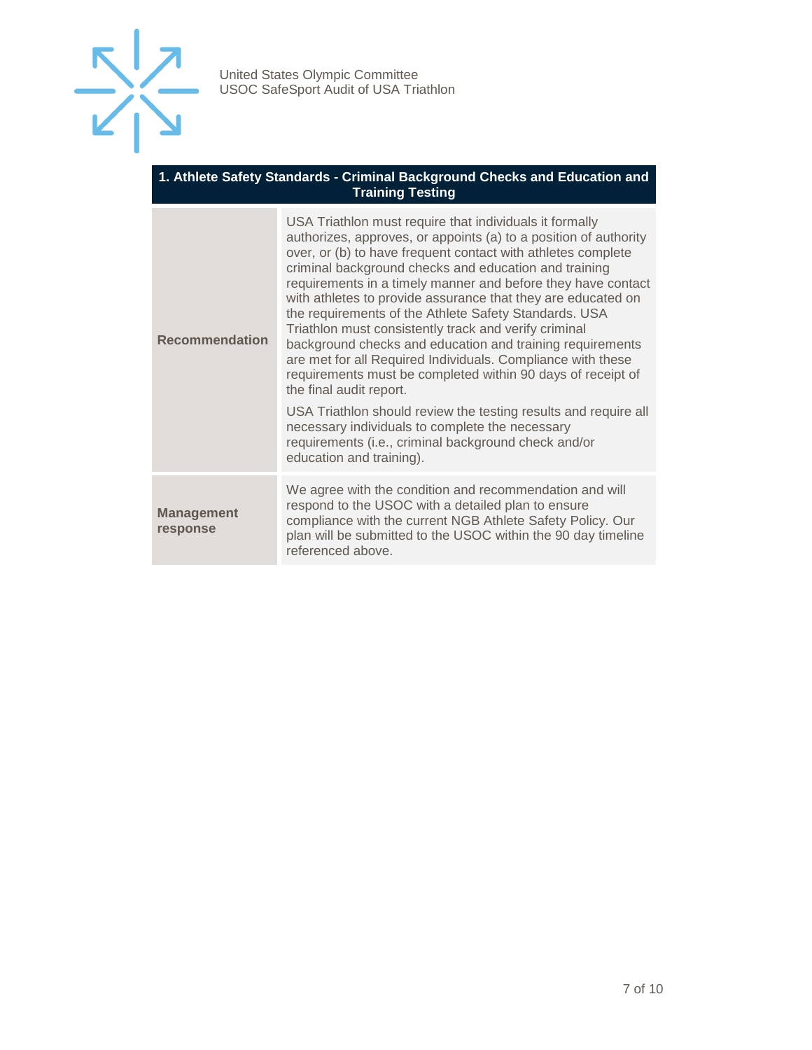| 1. Athlete Safety Standards - Criminal Background Checks and Education and Training Testing | |
|---|---|
| **Recommendation** | USA Triathlon must require that individuals it formally authorizes, approves, or appoints (a) to a position of authority over, or (b) to have frequent contact with athletes complete criminal background checks and education and training requirements in a timely manner and before they have contact with athletes to provide assurance that they are educated on the requirements of the Athlete Safety Standards. USA Triathlon must consistently track and verify criminal background checks and education and training requirements are met for all Required Individuals. Compliance with these requirements must be completed within 90 days of receipt of the final audit report.<br><br>USA Triathlon should review the testing results and require all necessary individuals to complete the necessary requirements (i.e., criminal background check and/or education and training). |
| **Management response** | We agree with the condition and recommendation and will respond to the USOC with a detailed plan to ensure compliance with the current NGB Athlete Safety Policy. Our plan will be submitted to the USOC within the 90 day timeline referenced above. |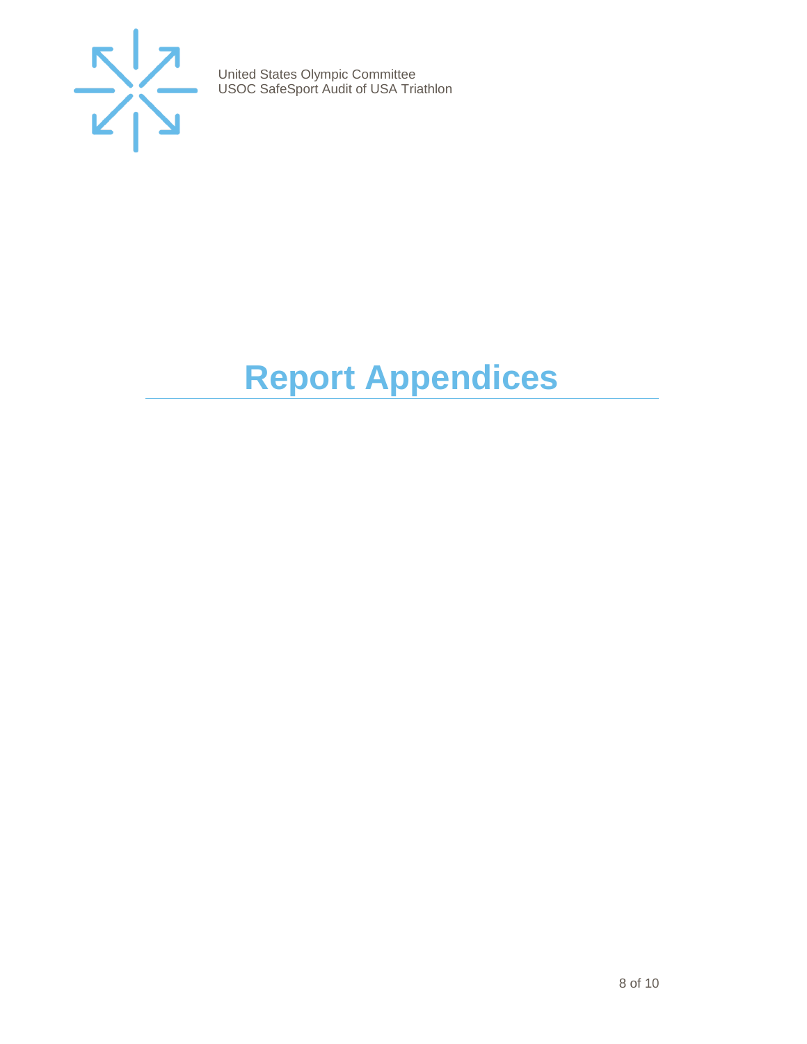# Report Appendices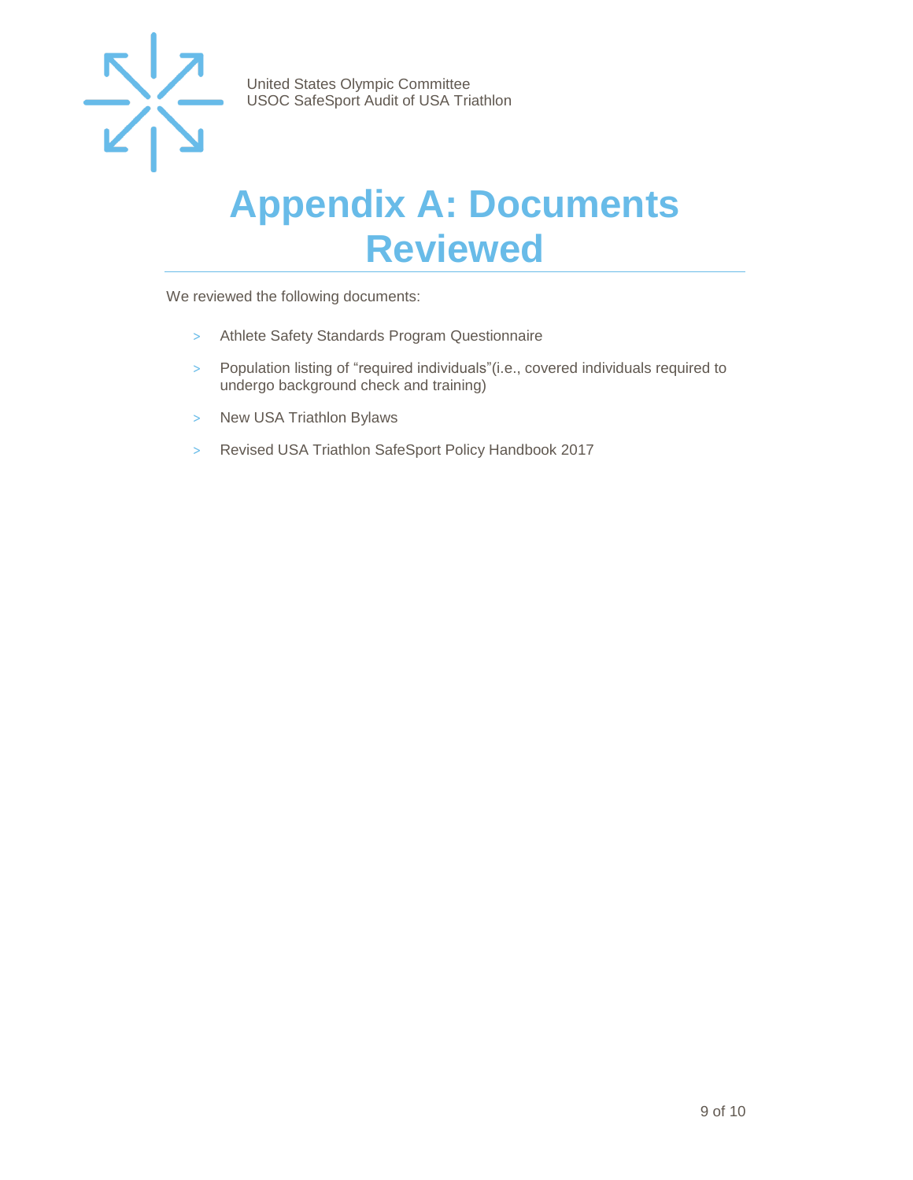# Appendix A: Documents Reviewed

We reviewed the following documents:

- Athlete Safety Standards Program Questionnaire
- Population listing of “required individuals”(i.e., covered individuals required to undergo background check and training)
- New USA Triathlon Bylaws
- Revised USA Triathlon SafeSport Policy Handbook 2017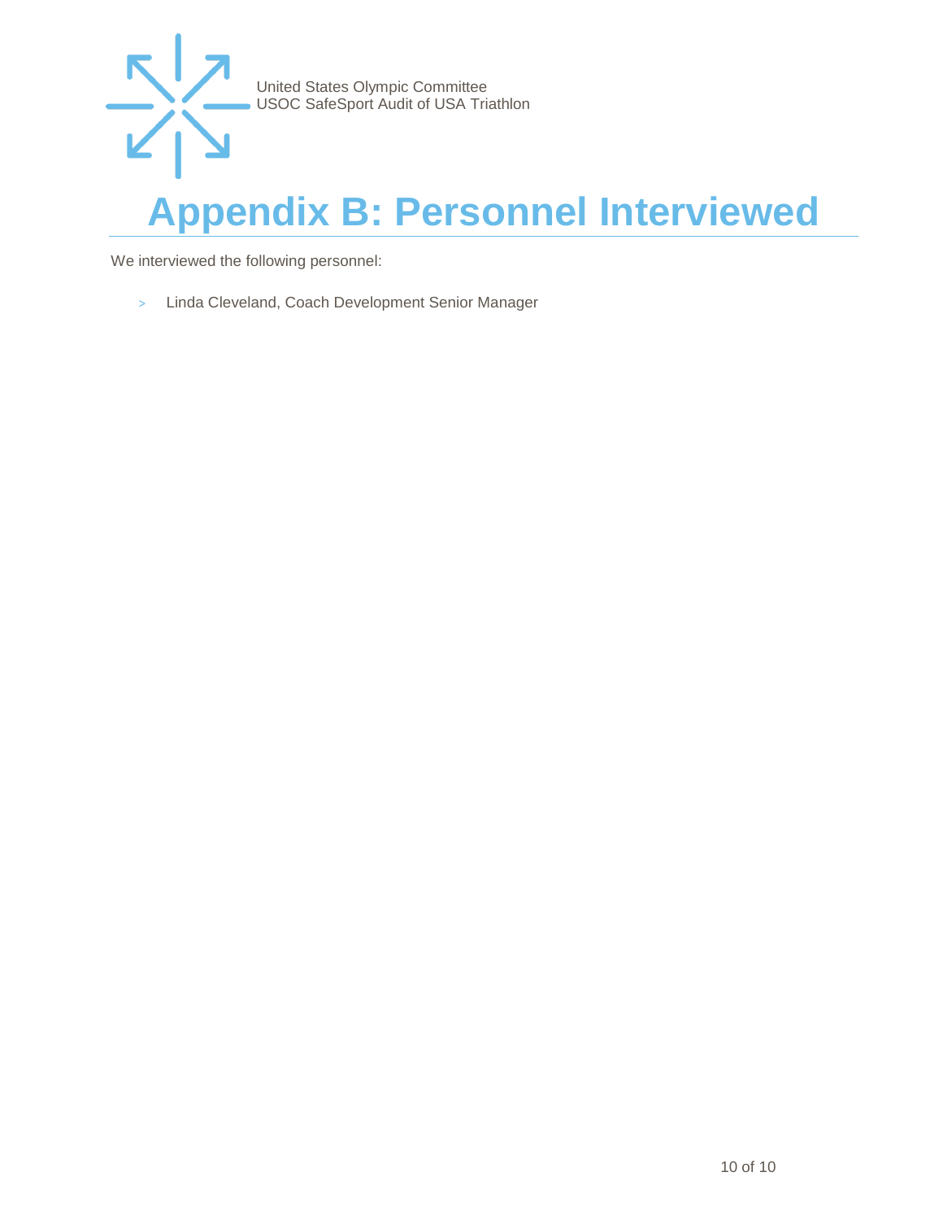# Appendix B: Personnel Interviewed

We interviewed the following personnel:

- Linda Cleveland, Coach Development Senior Manager